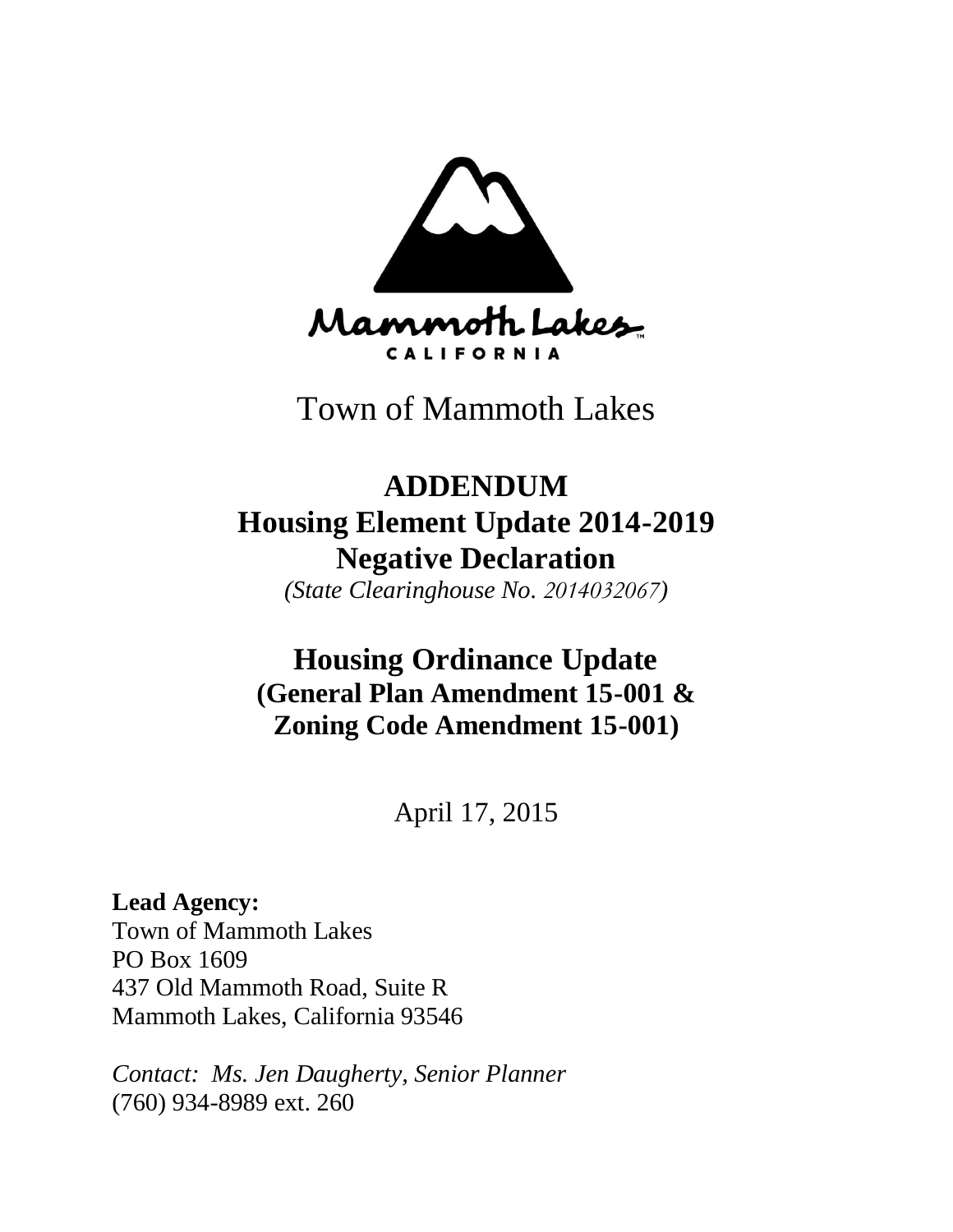Mammoth Lakes
CALIFORNIA

# Town of Mammoth Lakes

## ADDENDUM
## Housing Element Update 2014-2019
## Negative Declaration

*(State Clearinghouse No. 2014032067)*

## Housing Ordinance Update
### (General Plan Amendment 15-001 & Zoning Code Amendment 15-001)

April 17, 2015

**Lead Agency:**
Town of Mammoth Lakes
PO Box 1609
437 Old Mammoth Road, Suite R
Mammoth Lakes, California 93546

*Contact: Ms. Jen Daugherty, Senior Planner*
(760) 934-8989 ext. 260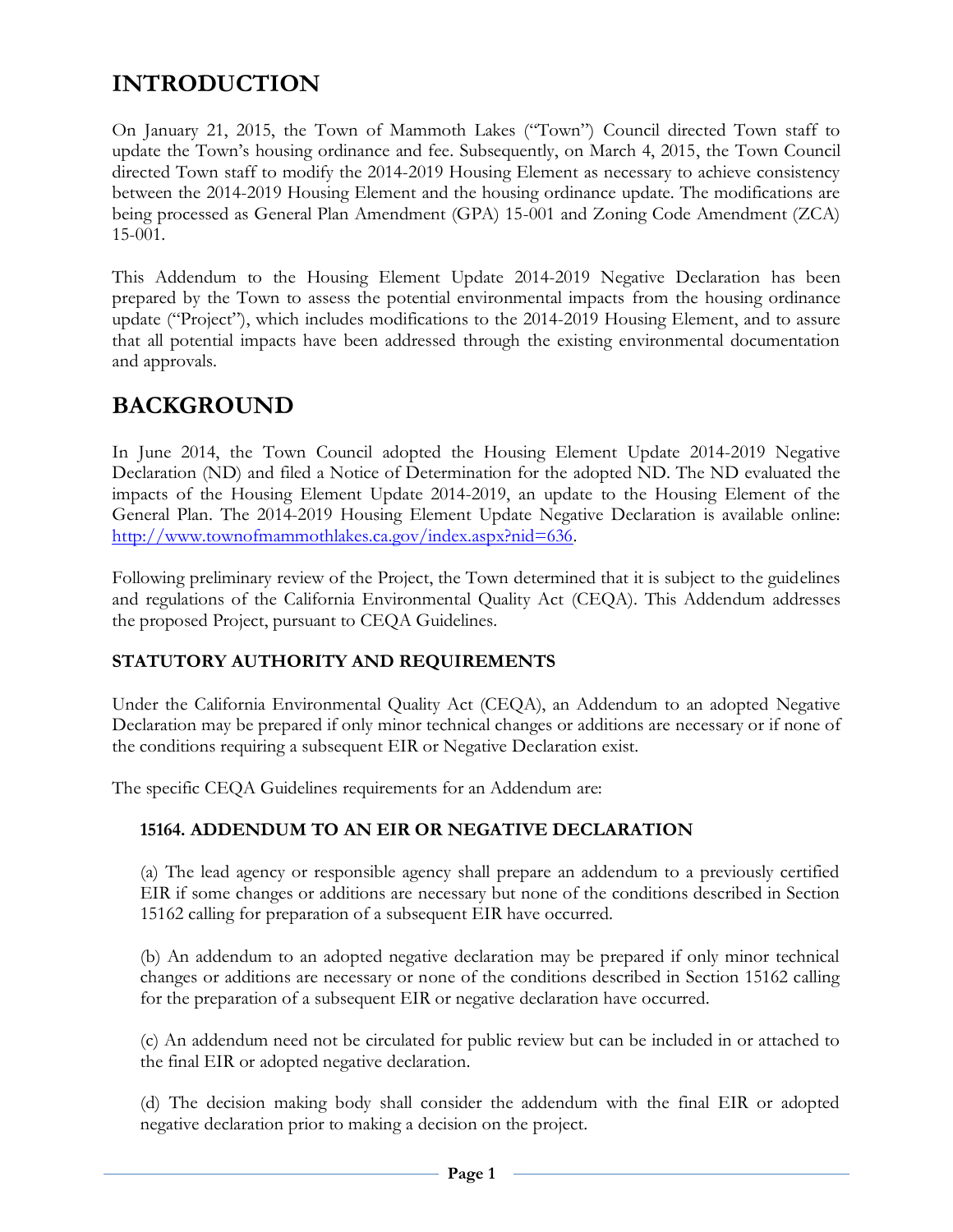# INTRODUCTION

On January 21, 2015, the Town of Mammoth Lakes ("Town") Council directed Town staff to update the Town's housing ordinance and fee. Subsequently, on March 4, 2015, the Town Council directed Town staff to modify the 2014-2019 Housing Element as necessary to achieve consistency between the 2014-2019 Housing Element and the housing ordinance update. The modifications are being processed as General Plan Amendment (GPA) 15-001 and Zoning Code Amendment (ZCA) 15-001.

This Addendum to the Housing Element Update 2014-2019 Negative Declaration has been prepared by the Town to assess the potential environmental impacts from the housing ordinance update ("Project"), which includes modifications to the 2014-2019 Housing Element, and to assure that all potential impacts have been addressed through the existing environmental documentation and approvals.

# BACKGROUND

In June 2014, the Town Council adopted the Housing Element Update 2014-2019 Negative Declaration (ND) and filed a Notice of Determination for the adopted ND. The ND evaluated the impacts of the Housing Element Update 2014-2019, an update to the Housing Element of the General Plan. The 2014-2019 Housing Element Update Negative Declaration is available online: [http://www.townofmammothlakes.ca.gov/index.aspx?nid=636](http://www.townofmammothlakes.ca.gov/index.aspx?nid=636).

Following preliminary review of the Project, the Town determined that it is subject to the guidelines and regulations of the California Environmental Quality Act (CEQA). This Addendum addresses the proposed Project, pursuant to CEQA Guidelines.

### STATUTORY AUTHORITY AND REQUIREMENTS

Under the California Environmental Quality Act (CEQA), an Addendum to an adopted Negative Declaration may be prepared if only minor technical changes or additions are necessary or if none of the conditions requiring a subsequent EIR or Negative Declaration exist.

The specific CEQA Guidelines requirements for an Addendum are:

#### 15164. ADDENDUM TO AN EIR OR NEGATIVE DECLARATION

(a) The lead agency or responsible agency shall prepare an addendum to a previously certified EIR if some changes or additions are necessary but none of the conditions described in Section 15162 calling for preparation of a subsequent EIR have occurred.

(b) An addendum to an adopted negative declaration may be prepared if only minor technical changes or additions are necessary or none of the conditions described in Section 15162 calling for the preparation of a subsequent EIR or negative declaration have occurred.

(c) An addendum need not be circulated for public review but can be included in or attached to the final EIR or adopted negative declaration.

(d) The decision making body shall consider the addendum with the final EIR or adopted negative declaration prior to making a decision on the project.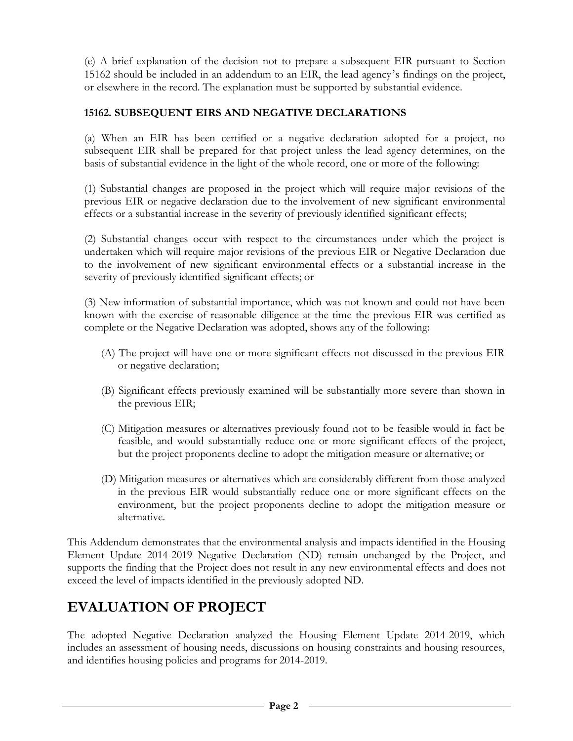(e) A brief explanation of the decision not to prepare a subsequent EIR pursuant to Section 15162 should be included in an addendum to an EIR, the lead agency's findings on the project, or elsewhere in the record. The explanation must be supported by substantial evidence.

### 15162. SUBSEQUENT EIRS AND NEGATIVE DECLARATIONS

(a) When an EIR has been certified or a negative declaration adopted for a project, no subsequent EIR shall be prepared for that project unless the lead agency determines, on the basis of substantial evidence in the light of the whole record, one or more of the following:

(1) Substantial changes are proposed in the project which will require major revisions of the previous EIR or negative declaration due to the involvement of new significant environmental effects or a substantial increase in the severity of previously identified significant effects;

(2) Substantial changes occur with respect to the circumstances under which the project is undertaken which will require major revisions of the previous EIR or Negative Declaration due to the involvement of new significant environmental effects or a substantial increase in the severity of previously identified significant effects; or

(3) New information of substantial importance, which was not known and could not have been known with the exercise of reasonable diligence at the time the previous EIR was certified as complete or the Negative Declaration was adopted, shows any of the following:

(A) The project will have one or more significant effects not discussed in the previous EIR or negative declaration;

(B) Significant effects previously examined will be substantially more severe than shown in the previous EIR;

(C) Mitigation measures or alternatives previously found not to be feasible would in fact be feasible, and would substantially reduce one or more significant effects of the project, but the project proponents decline to adopt the mitigation measure or alternative; or

(D) Mitigation measures or alternatives which are considerably different from those analyzed in the previous EIR would substantially reduce one or more significant effects on the environment, but the project proponents decline to adopt the mitigation measure or alternative.

This Addendum demonstrates that the environmental analysis and impacts identified in the Housing Element Update 2014-2019 Negative Declaration (ND) remain unchanged by the Project, and supports the finding that the Project does not result in any new environmental effects and does not exceed the level of impacts identified in the previously adopted ND.

## EVALUATION OF PROJECT

The adopted Negative Declaration analyzed the Housing Element Update 2014-2019, which includes an assessment of housing needs, discussions on housing constraints and housing resources, and identifies housing policies and programs for 2014-2019.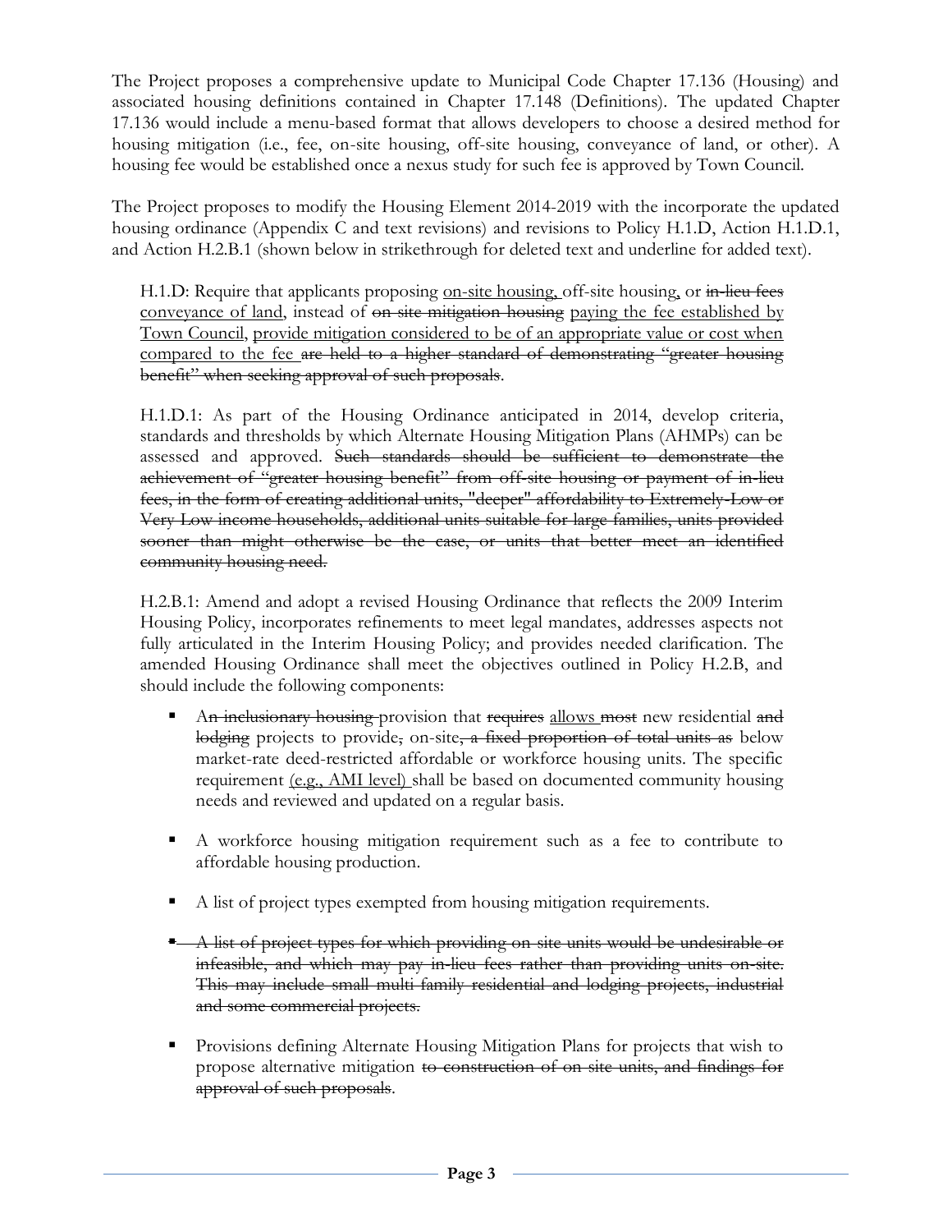The Project proposes a comprehensive update to Municipal Code Chapter 17.136 (Housing) and associated housing definitions contained in Chapter 17.148 (Definitions). The updated Chapter 17.136 would include a menu-based format that allows developers to choose a desired method for housing mitigation (i.e., fee, on-site housing, off-site housing, conveyance of land, or other). A housing fee would be established once a nexus study for such fee is approved by Town Council.

The Project proposes to modify the Housing Element 2014-2019 with the incorporate the updated housing ordinance (Appendix C and text revisions) and revisions to Policy H.1.D, Action H.1.D.1, and Action H.2.B.1 (shown below in strikethrough for deleted text and underline for added text).

> H.1.D: Require that applicants proposing <u>on-site housing,</u> off-site housing<u>,</u> or ~~in-lieu fees~~ <u>conveyance of land</u>, instead of ~~on site mitigation housing~~ <u>paying the fee established by Town Council</u>, <u>provide mitigation considered to be of an appropriate value or cost when compared to the fee</u> ~~are held to a higher standard of demonstrating "greater housing benefit" when seeking approval of such proposals~~.
>
> H.1.D.1: As part of the Housing Ordinance anticipated in 2014, develop criteria, standards and thresholds by which Alternate Housing Mitigation Plans (AHMPs) can be assessed and approved. ~~Such standards should be sufficient to demonstrate the achievement of "greater housing benefit" from off-site housing or payment of in-lieu fees, in the form of creating additional units, "deeper" affordability to Extremely-Low or Very Low income households, additional units suitable for large families, units provided sooner than might otherwise be the case, or units that better meet an identified community housing need.~~
>
> H.2.B.1: Amend and adopt a revised Housing Ordinance that reflects the 2009 Interim Housing Policy, incorporates refinements to meet legal mandates, addresses aspects not fully articulated in the Interim Housing Policy; and provides needed clarification. The amended Housing Ordinance shall meet the objectives outlined in Policy H.2.B, and should include the following components:
>
> - A~~n inclusionary housing~~ provision that ~~requires~~ <u>allows</u> ~~most~~ new residential ~~and lodging~~ projects to provide~~,~~ on-site~~, a fixed proportion of total units as~~ below market-rate deed-restricted affordable or workforce housing units. The specific requirement <u>(e.g., AMI level)</u> shall be based on documented community housing needs and reviewed and updated on a regular basis.
> - A workforce housing mitigation requirement such as a fee to contribute to affordable housing production.
> - A list of project types exempted from housing mitigation requirements.
> - ~~A list of project types for which providing on-site units would be undesirable or infeasible, and which may pay in-lieu fees rather than providing units on-site. This may include small multi-family residential and lodging projects, industrial and some commercial projects.~~
> - Provisions defining Alternate Housing Mitigation Plans for projects that wish to propose alternative mitigation ~~to construction of on site units, and findings for approval of such proposals~~.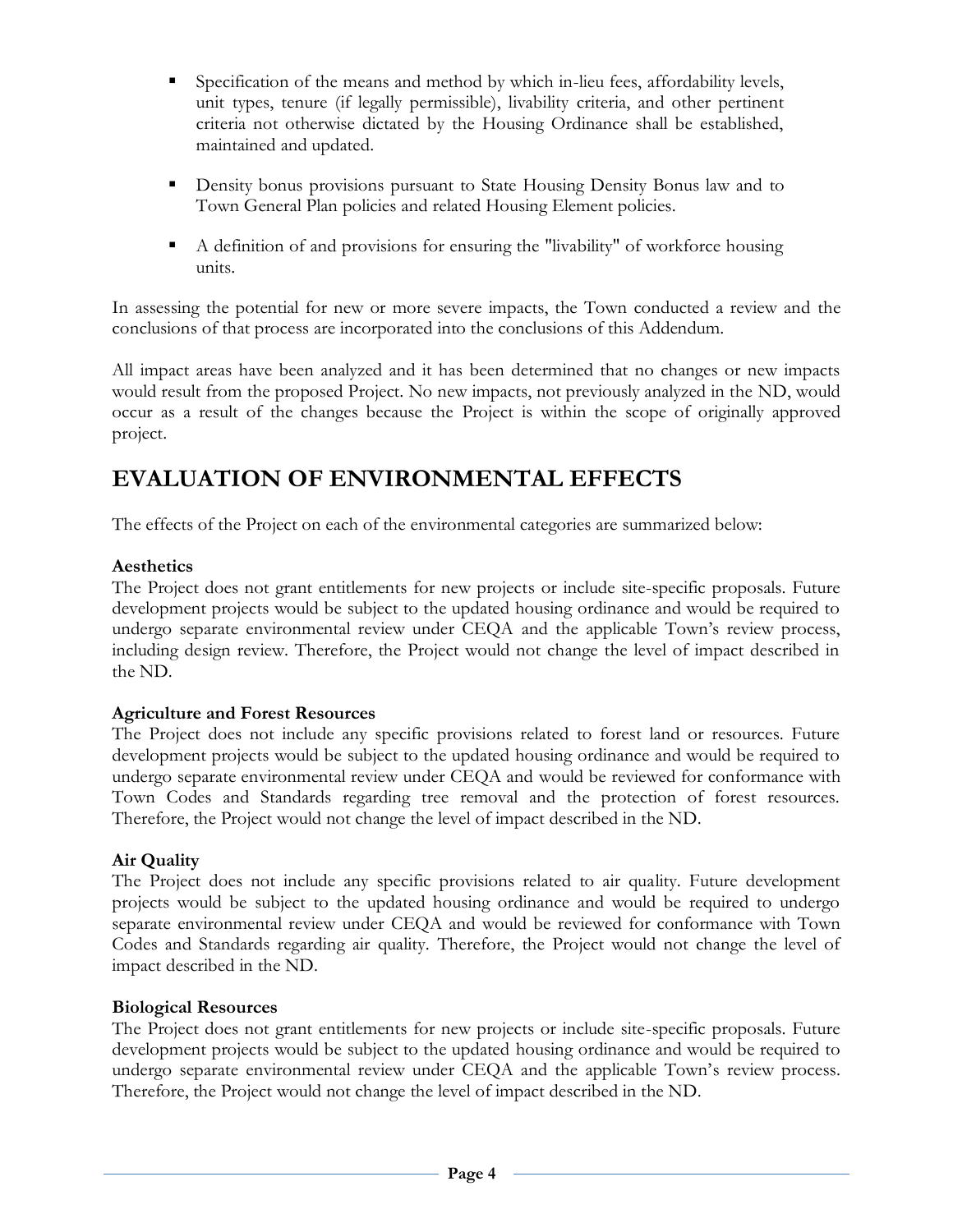- Specification of the means and method by which in-lieu fees, affordability levels, unit types, tenure (if legally permissible), livability criteria, and other pertinent criteria not otherwise dictated by the Housing Ordinance shall be established, maintained and updated.

- Density bonus provisions pursuant to State Housing Density Bonus law and to Town General Plan policies and related Housing Element policies.

- A definition of and provisions for ensuring the "livability" of workforce housing units.

In assessing the potential for new or more severe impacts, the Town conducted a review and the conclusions of that process are incorporated into the conclusions of this Addendum.

All impact areas have been analyzed and it has been determined that no changes or new impacts would result from the proposed Project. No new impacts, not previously analyzed in the ND, would occur as a result of the changes because the Project is within the scope of originally approved project.

# EVALUATION OF ENVIRONMENTAL EFFECTS

The effects of the Project on each of the environmental categories are summarized below:

**Aesthetics**
The Project does not grant entitlements for new projects or include site-specific proposals. Future development projects would be subject to the updated housing ordinance and would be required to undergo separate environmental review under CEQA and the applicable Town's review process, including design review. Therefore, the Project would not change the level of impact described in the ND.

**Agriculture and Forest Resources**
The Project does not include any specific provisions related to forest land or resources. Future development projects would be subject to the updated housing ordinance and would be required to undergo separate environmental review under CEQA and would be reviewed for conformance with Town Codes and Standards regarding tree removal and the protection of forest resources. Therefore, the Project would not change the level of impact described in the ND.

**Air Quality**
The Project does not include any specific provisions related to air quality. Future development projects would be subject to the updated housing ordinance and would be required to undergo separate environmental review under CEQA and would be reviewed for conformance with Town Codes and Standards regarding air quality. Therefore, the Project would not change the level of impact described in the ND.

**Biological Resources**
The Project does not grant entitlements for new projects or include site-specific proposals. Future development projects would be subject to the updated housing ordinance and would be required to undergo separate environmental review under CEQA and the applicable Town's review process. Therefore, the Project would not change the level of impact described in the ND.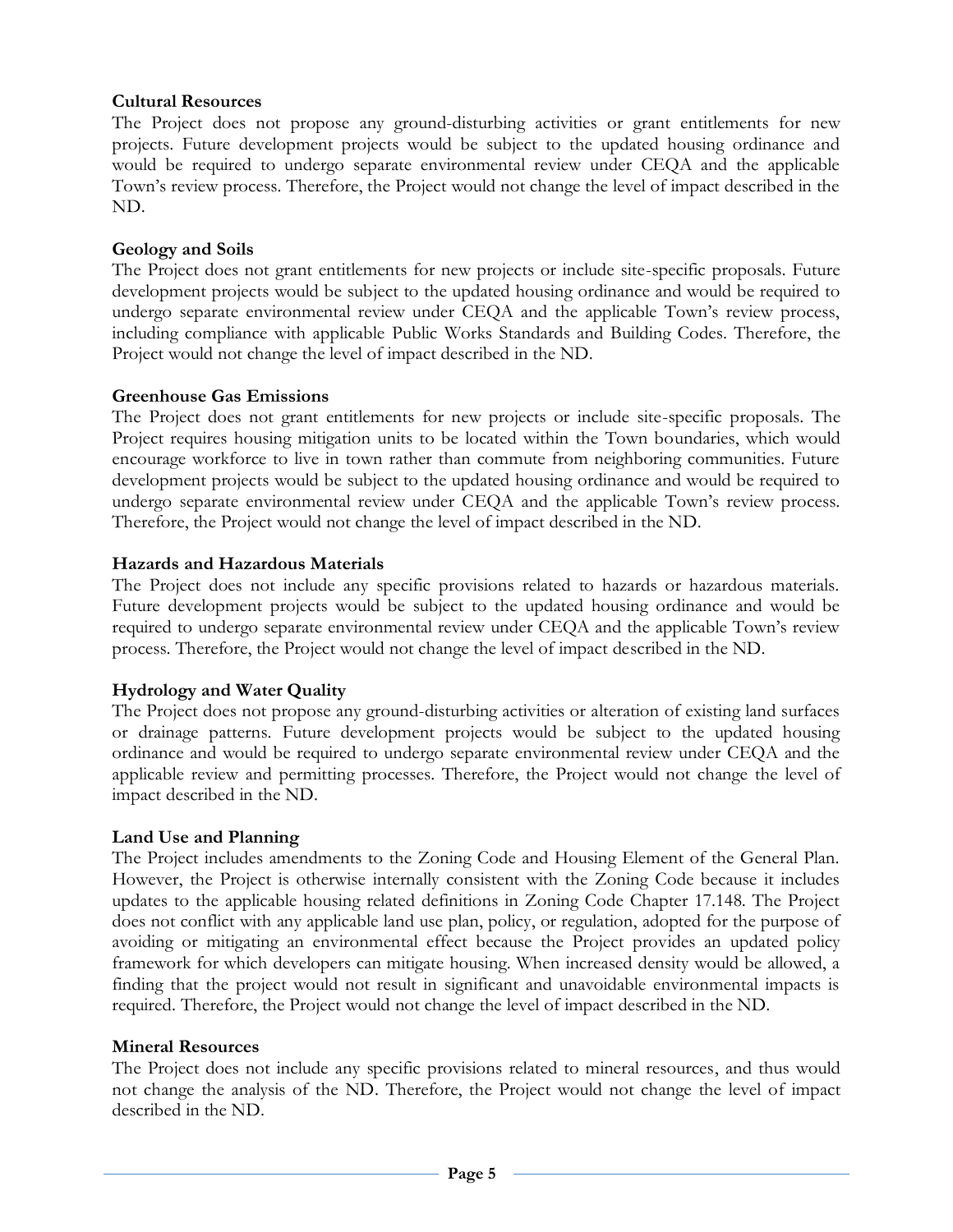**Cultural Resources**

The Project does not propose any ground-disturbing activities or grant entitlements for new projects. Future development projects would be subject to the updated housing ordinance and would be required to undergo separate environmental review under CEQA and the applicable Town's review process. Therefore, the Project would not change the level of impact described in the ND.

**Geology and Soils**

The Project does not grant entitlements for new projects or include site-specific proposals. Future development projects would be subject to the updated housing ordinance and would be required to undergo separate environmental review under CEQA and the applicable Town's review process, including compliance with applicable Public Works Standards and Building Codes. Therefore, the Project would not change the level of impact described in the ND.

**Greenhouse Gas Emissions**

The Project does not grant entitlements for new projects or include site-specific proposals. The Project requires housing mitigation units to be located within the Town boundaries, which would encourage workforce to live in town rather than commute from neighboring communities. Future development projects would be subject to the updated housing ordinance and would be required to undergo separate environmental review under CEQA and the applicable Town's review process. Therefore, the Project would not change the level of impact described in the ND.

**Hazards and Hazardous Materials**

The Project does not include any specific provisions related to hazards or hazardous materials. Future development projects would be subject to the updated housing ordinance and would be required to undergo separate environmental review under CEQA and the applicable Town's review process. Therefore, the Project would not change the level of impact described in the ND.

**Hydrology and Water Quality**

The Project does not propose any ground-disturbing activities or alteration of existing land surfaces or drainage patterns. Future development projects would be subject to the updated housing ordinance and would be required to undergo separate environmental review under CEQA and the applicable review and permitting processes. Therefore, the Project would not change the level of impact described in the ND.

**Land Use and Planning**

The Project includes amendments to the Zoning Code and Housing Element of the General Plan. However, the Project is otherwise internally consistent with the Zoning Code because it includes updates to the applicable housing related definitions in Zoning Code Chapter 17.148. The Project does not conflict with any applicable land use plan, policy, or regulation, adopted for the purpose of avoiding or mitigating an environmental effect because the Project provides an updated policy framework for which developers can mitigate housing. When increased density would be allowed, a finding that the project would not result in significant and unavoidable environmental impacts is required. Therefore, the Project would not change the level of impact described in the ND.

**Mineral Resources**

The Project does not include any specific provisions related to mineral resources, and thus would not change the analysis of the ND. Therefore, the Project would not change the level of impact described in the ND.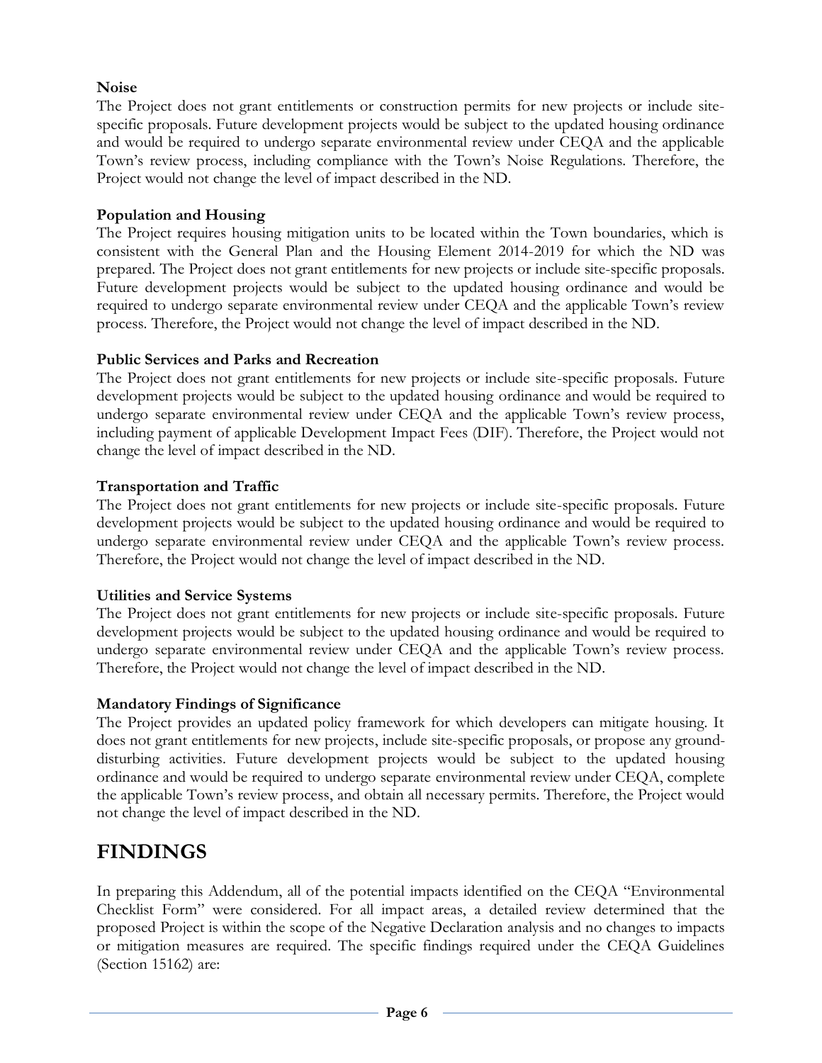**Noise**

The Project does not grant entitlements or construction permits for new projects or include site-specific proposals. Future development projects would be subject to the updated housing ordinance and would be required to undergo separate environmental review under CEQA and the applicable Town's review process, including compliance with the Town's Noise Regulations. Therefore, the Project would not change the level of impact described in the ND.

**Population and Housing**

The Project requires housing mitigation units to be located within the Town boundaries, which is consistent with the General Plan and the Housing Element 2014-2019 for which the ND was prepared. The Project does not grant entitlements for new projects or include site-specific proposals. Future development projects would be subject to the updated housing ordinance and would be required to undergo separate environmental review under CEQA and the applicable Town's review process. Therefore, the Project would not change the level of impact described in the ND.

**Public Services and Parks and Recreation**

The Project does not grant entitlements for new projects or include site-specific proposals. Future development projects would be subject to the updated housing ordinance and would be required to undergo separate environmental review under CEQA and the applicable Town's review process, including payment of applicable Development Impact Fees (DIF). Therefore, the Project would not change the level of impact described in the ND.

**Transportation and Traffic**

The Project does not grant entitlements for new projects or include site-specific proposals. Future development projects would be subject to the updated housing ordinance and would be required to undergo separate environmental review under CEQA and the applicable Town's review process. Therefore, the Project would not change the level of impact described in the ND.

**Utilities and Service Systems**

The Project does not grant entitlements for new projects or include site-specific proposals. Future development projects would be subject to the updated housing ordinance and would be required to undergo separate environmental review under CEQA and the applicable Town's review process. Therefore, the Project would not change the level of impact described in the ND.

**Mandatory Findings of Significance**

The Project provides an updated policy framework for which developers can mitigate housing. It does not grant entitlements for new projects, include site-specific proposals, or propose any ground-disturbing activities. Future development projects would be subject to the updated housing ordinance and would be required to undergo separate environmental review under CEQA, complete the applicable Town's review process, and obtain all necessary permits. Therefore, the Project would not change the level of impact described in the ND.

# FINDINGS

In preparing this Addendum, all of the potential impacts identified on the CEQA "Environmental Checklist Form" were considered. For all impact areas, a detailed review determined that the proposed Project is within the scope of the Negative Declaration analysis and no changes to impacts or mitigation measures are required. The specific findings required under the CEQA Guidelines (Section 15162) are: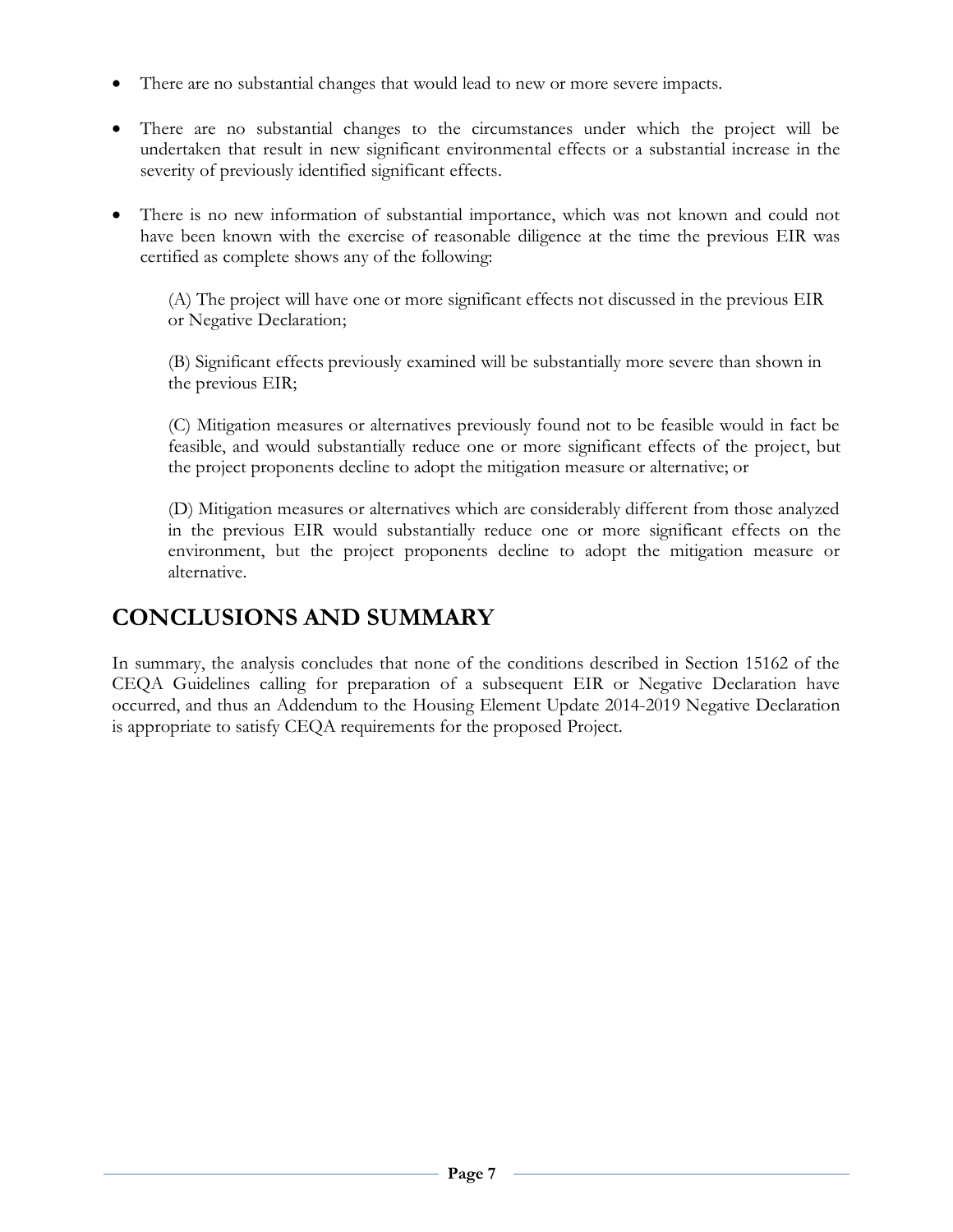- There are no substantial changes that would lead to new or more severe impacts.
- There are no substantial changes to the circumstances under which the project will be undertaken that result in new significant environmental effects or a substantial increase in the severity of previously identified significant effects.
- There is no new information of substantial importance, which was not known and could not have been known with the exercise of reasonable diligence at the time the previous EIR was certified as complete shows any of the following:

  (A) The project will have one or more significant effects not discussed in the previous EIR or Negative Declaration;

  (B) Significant effects previously examined will be substantially more severe than shown in the previous EIR;

  (C) Mitigation measures or alternatives previously found not to be feasible would in fact be feasible, and would substantially reduce one or more significant effects of the project, but the project proponents decline to adopt the mitigation measure or alternative; or

  (D) Mitigation measures or alternatives which are considerably different from those analyzed in the previous EIR would substantially reduce one or more significant effects on the environment, but the project proponents decline to adopt the mitigation measure or alternative.

## CONCLUSIONS AND SUMMARY

In summary, the analysis concludes that none of the conditions described in Section 15162 of the CEQA Guidelines calling for preparation of a subsequent EIR or Negative Declaration have occurred, and thus an Addendum to the Housing Element Update 2014-2019 Negative Declaration is appropriate to satisfy CEQA requirements for the proposed Project.